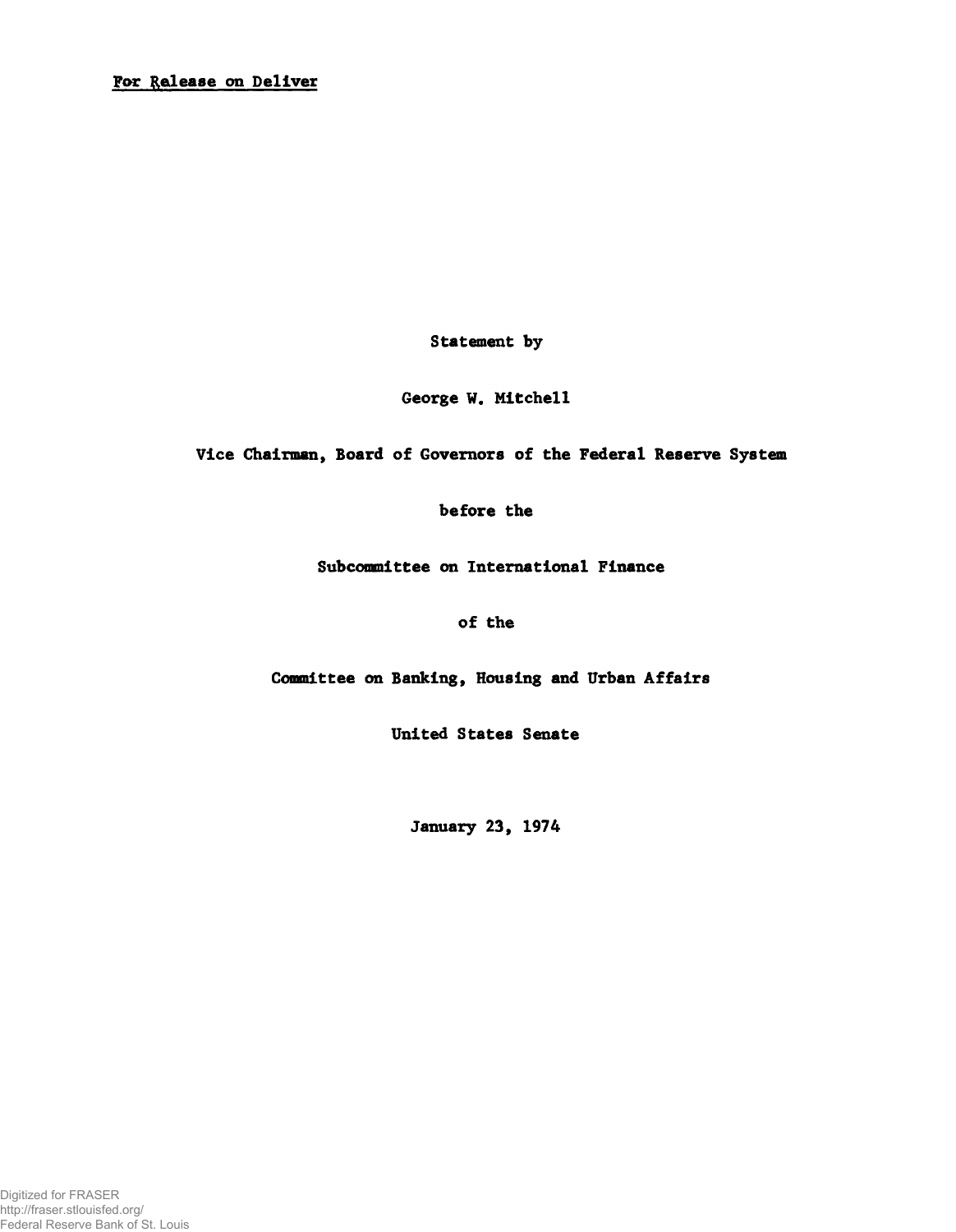For Release on Deliver

Statement by

George W. Mitchell

Vice Chairman, Board of Governors of the Federal Reserve System

before the

Subcommittee on International Finance

of the

Committee on Banking, Housing and Urban Affairs

United States Senate

January 23, 1974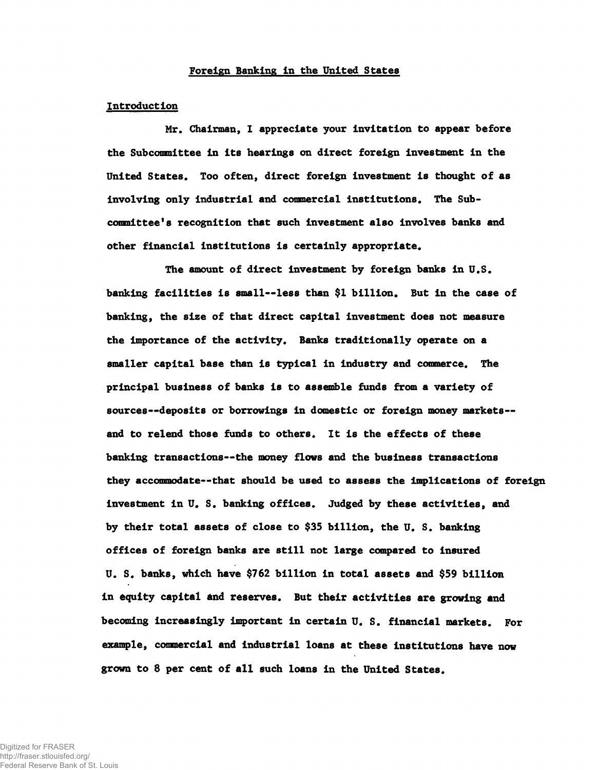## Foreign Banking in the United States

### Introduction

Mr. Chairman, I appreciate your invitation to appear before the Subcommittee in its hearings on direct foreign investment in the United States. Too often, direct foreign investment is thought of as involving only industrial and commercial institutions. The Subcommittee's recognition that such investment also involves banks and other financial institutions is certainly appropriate.

The amount of direct investment by foreign banks in U.S. banking facilities is small--less than $1 billion. But in the case of banking, the size of that direct capital investment does not measure the importance of the activity. Banks traditionally operate on a smaller capital base than is typical in industry and commerce. The principal business of banks is to assemble funds from a variety of sources--deposits or borrowings in domestic or foreign money markets--and to relend those funds to others. It is the effects of these banking transactions--the money flows and the business transactions they accommodate--that should be used to assess the implications of foreign investment in U. S. banking offices. Judged by these activities, and by their total assets of close to $35 billion, the U. S. banking offices of foreign banks are still not large compared to insured U. S. banks, which have $762 billion in total assets and $59 billion in equity capital and reserves. But their activities are growing and becoming increasingly important in certain U. S. financial markets. For example, commercial and industrial loans at these institutions have now grown to 8 per cent of all such loans in the United States.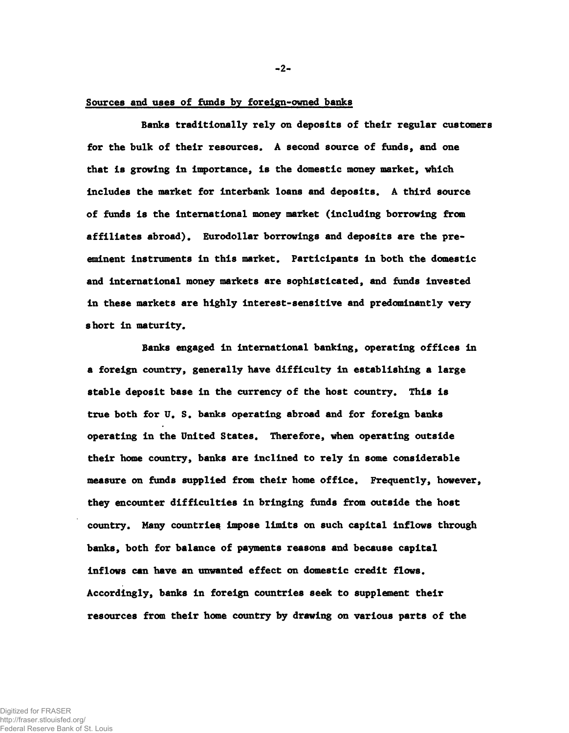Sources and uses of funds by foreign-owned banks

Banks traditionally rely on deposits of their regular customers for the bulk of their resources. A second source of funds, and one that is growing in importance, is the domestic money market, which includes the market for interbank loans and deposits. A third source of funds is the international money market (including borrowing from affiliates abroad). Eurodollar borrowings and deposits are the pre-eminent instruments in this market. Participants in both the domestic and international money markets are sophisticated, and funds invested in these markets are highly interest-sensitive and predominantly very short in maturity.

Banks engaged in international banking, operating offices in a foreign country, generally have difficulty in establishing a large stable deposit base in the currency of the host country. This is true both for U. S. banks operating abroad and for foreign banks operating in the United States. Therefore, when operating outside their home country, banks are inclined to rely in some considerable measure on funds supplied from their home office. Frequently, however, they encounter difficulties in bringing funds from outside the host country. Many countries impose limits on such capital inflows through banks, both for balance of payments reasons and because capital inflows can have an unwanted effect on domestic credit flows. Accordingly, banks in foreign countries seek to supplement their resources from their home country by drawing on various parts of the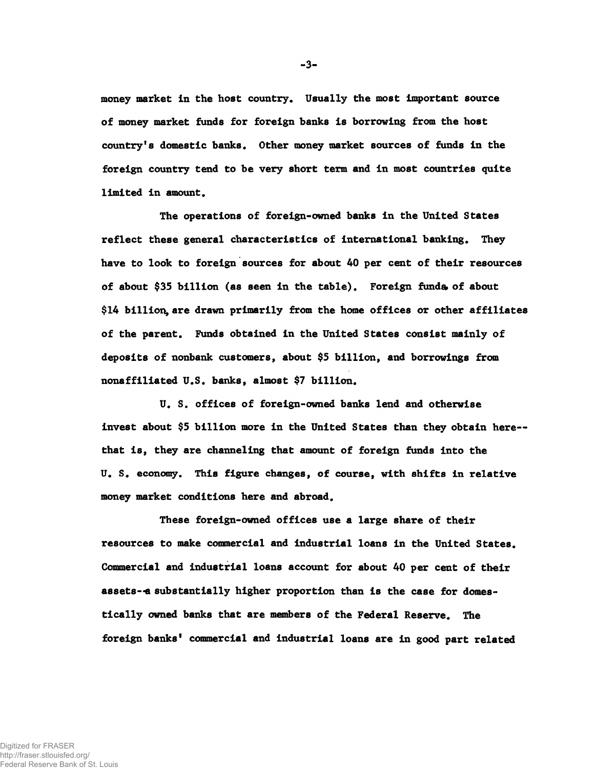money market in the host country. Usually the most important source of money market funds for foreign banks is borrowing from the host country's domestic banks. Other money market sources of funds in the foreign country tend to be very short term and in most countries quite limited in amount.

The operations of foreign-owned banks in the United States reflect these general characteristics of international banking. They have to look to foreign sources for about 40 per cent of their resources of about $35 billion (as seen in the table). Foreign funds of about $14 billion, are drawn primarily from the home offices or other affiliates of the parent. Funds obtained in the United States consist mainly of deposits of nonbank customers, about $5 billion, and borrowings from nonaffiliated U.S. banks, almost $7 billion.

U. S. offices of foreign-owned banks lend and otherwise invest about $5 billion more in the United States than they obtain here--that is, they are channeling that amount of foreign funds into the U. S. economy. This figure changes, of course, with shifts in relative money market conditions here and abroad.

These foreign-owned offices use a large share of their resources to make commercial and industrial loans in the United States. Commercial and industrial loans account for about 40 per cent of their assets--a substantially higher proportion than is the case for domestically owned banks that are members of the Federal Reserve. The foreign banks' commercial and industrial loans are in good part related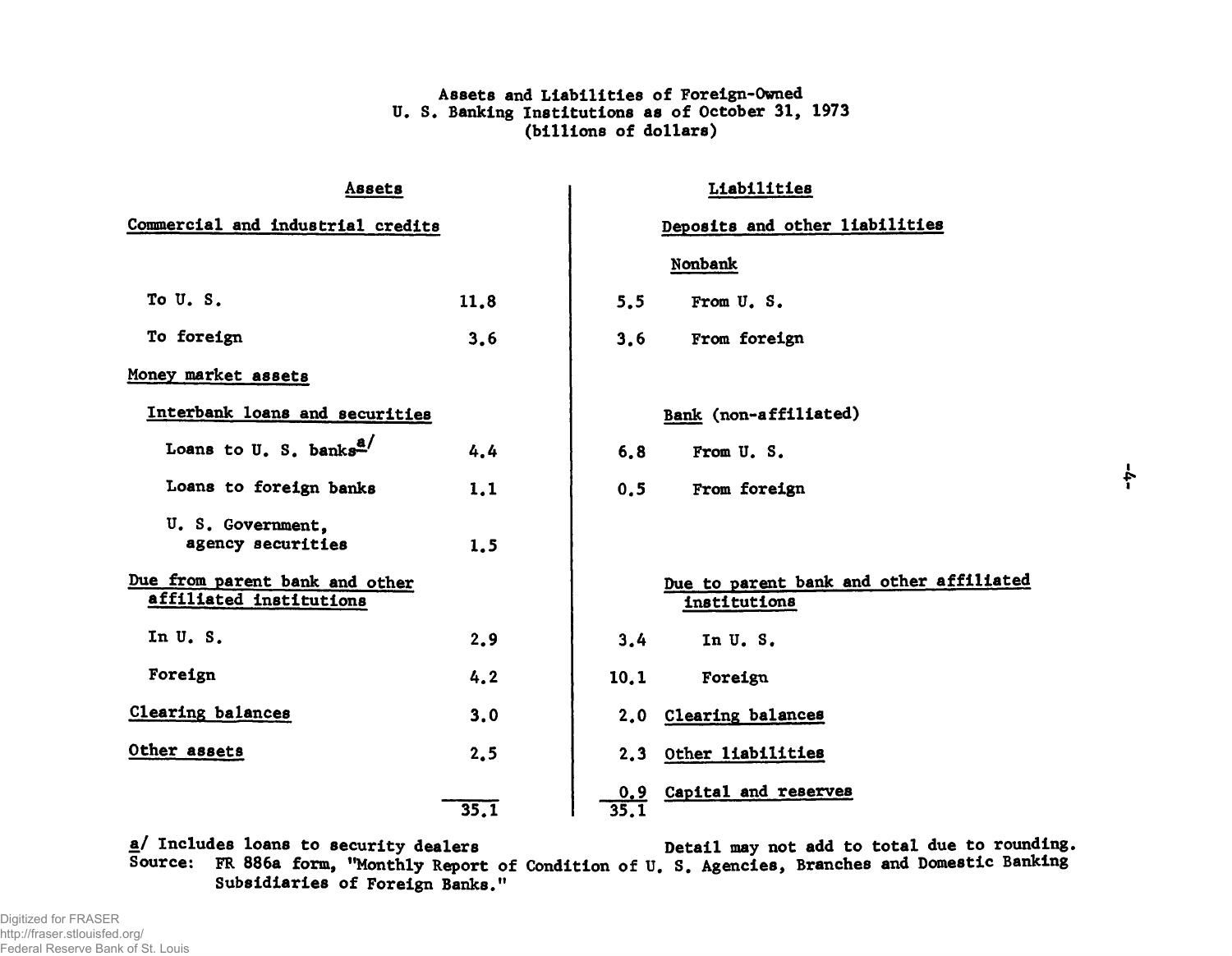Assets and Liabilities of Foreign-Owned
U. S. Banking Institutions as of October 31, 1973
(billions of dollars)

| Assets | | | Liabilities |
|---|---|---|---|
| Commercial and industrial credits | | | Deposits and other liabilities |
| | | | Nonbank |
| To U. S. | 11.8 | 5.5 | From U. S. |
| To foreign | 3.6 | 3.6 | From foreign |
| Money market assets | | | |
| Interbank loans and securities | | | Bank (non-affiliated) |
| Loans to U. S. banks[a] | 4.4 | 6.8 | From U. S. |
| Loans to foreign banks | 1.1 | 0.5 | From foreign |
| U. S. Government, agency securities | 1.5 | | |
| Due from parent bank and other affiliated institutions | | | Due to parent bank and other affiliated institutions |
| In U. S. | 2.9 | 3.4 | In U. S. |
| Foreign | 4.2 | 10.1 | Foreign |
| Clearing balances | 3.0 | 2.0 | Clearing balances |
| Other assets | 2.5 | 2.3 | Other liabilities |
| | | 0.9 | Capital and reserves |
| | 35.1 | 35.1 | |

a/ Includes loans to security dealers

Detail may not add to total due to rounding.

Source: FR 886a form, "Monthly Report of Condition of U. S. Agencies, Branches and Domestic Banking Subsidiaries of Foreign Banks."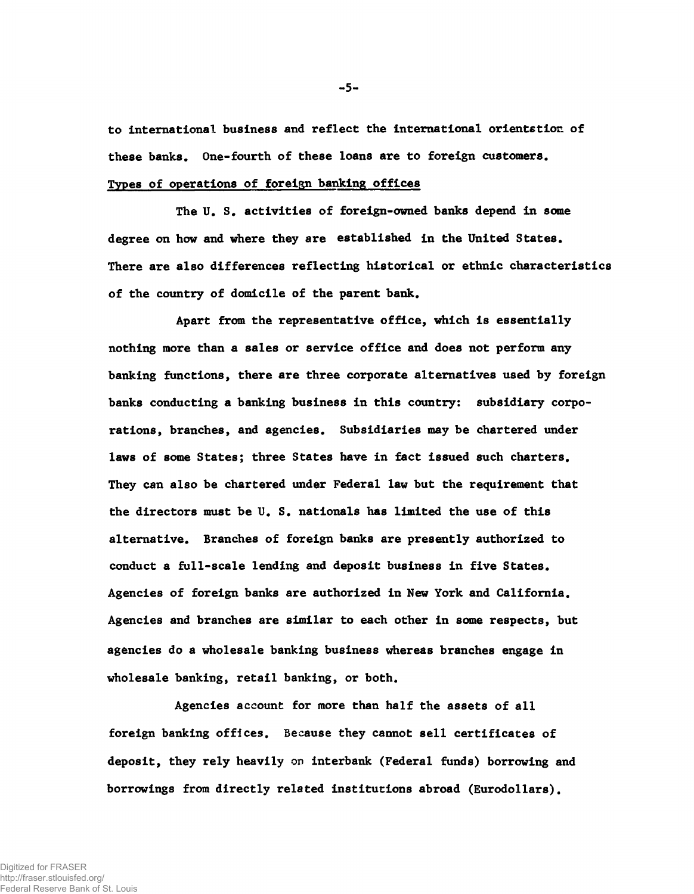to international business and reflect the international orientstion of these banks. One-fourth of these loans are to foreign customers.

Types of operations of foreign banking offices

The U. S. activities of foreign-owned banks depend in some degree on how and where they are established in the United States. There are also differences reflecting historical or ethnic characteristics of the country of domicile of the parent bank.

Apart from the representative office, which is essentially nothing more than a sales or service office and does not perform any banking functions, there are three corporate alternatives used by foreign banks conducting a banking business in this country: subsidiary corporations, branches, and agencies. Subsidiaries may be chartered under laws of some States; three States have in fact issued such charters. They can also be chartered under Federal law but the requirement that the directors must be U. S. nationals has limited the use of this alternative. Branches of foreign banks are presently authorized to conduct a full-scale lending and deposit business in five States. Agencies of foreign banks are authorized in New York and California. Agencies and branches are similar to each other in some respects, but agencies do a wholesale banking business whereas branches engage in wholesale banking, retail banking, or both.

Agencies account for more than half the assets of all foreign banking offices. Because they cannot sell certificates of deposit, they rely heavily on interbank (Federal funds) borrowing and borrowings from directly related institutions abroad (Eurodollars).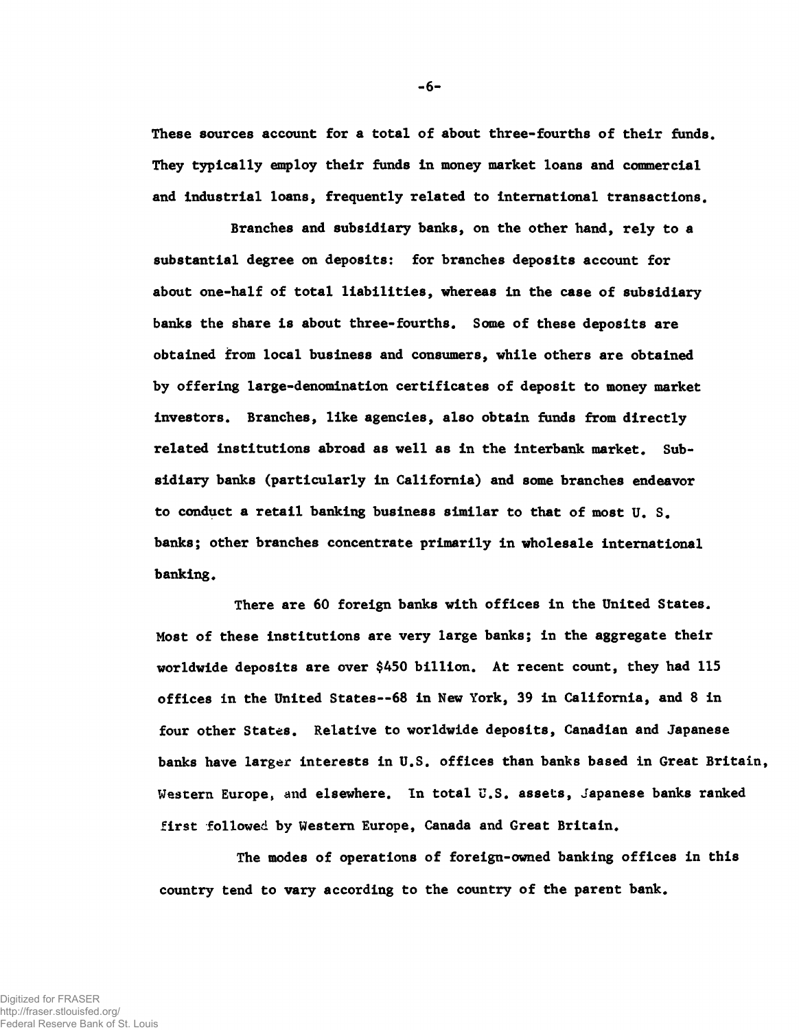These sources account for a total of about three-fourths of their funds. They typically employ their funds in money market loans and commercial and industrial loans, frequently related to international transactions.

Branches and subsidiary banks, on the other hand, rely to a substantial degree on deposits: for branches deposits account for about one-half of total liabilities, whereas in the case of subsidiary banks the share is about three-fourths. Some of these deposits are obtained from local business and consumers, while others are obtained by offering large-denomination certificates of deposit to money market investors. Branches, like agencies, also obtain funds from directly related institutions abroad as well as in the interbank market. Subsidiary banks (particularly in California) and some branches endeavor to conduct a retail banking business similar to that of most U. S. banks; other branches concentrate primarily in wholesale international banking.

There are 60 foreign banks with offices in the United States. Most of these institutions are very large banks; in the aggregate their worldwide deposits are over $450 billion. At recent count, they had 115 offices in the United States--68 in New York, 39 in California, and 8 in four other States. Relative to worldwide deposits, Canadian and Japanese banks have larger interests in U.S. offices than banks based in Great Britain, Western Europe, and elsewhere. In total U.S. assets, Japanese banks ranked first followed by Western Europe, Canada and Great Britain.

The modes of operations of foreign-owned banking offices in this country tend to vary according to the country of the parent bank.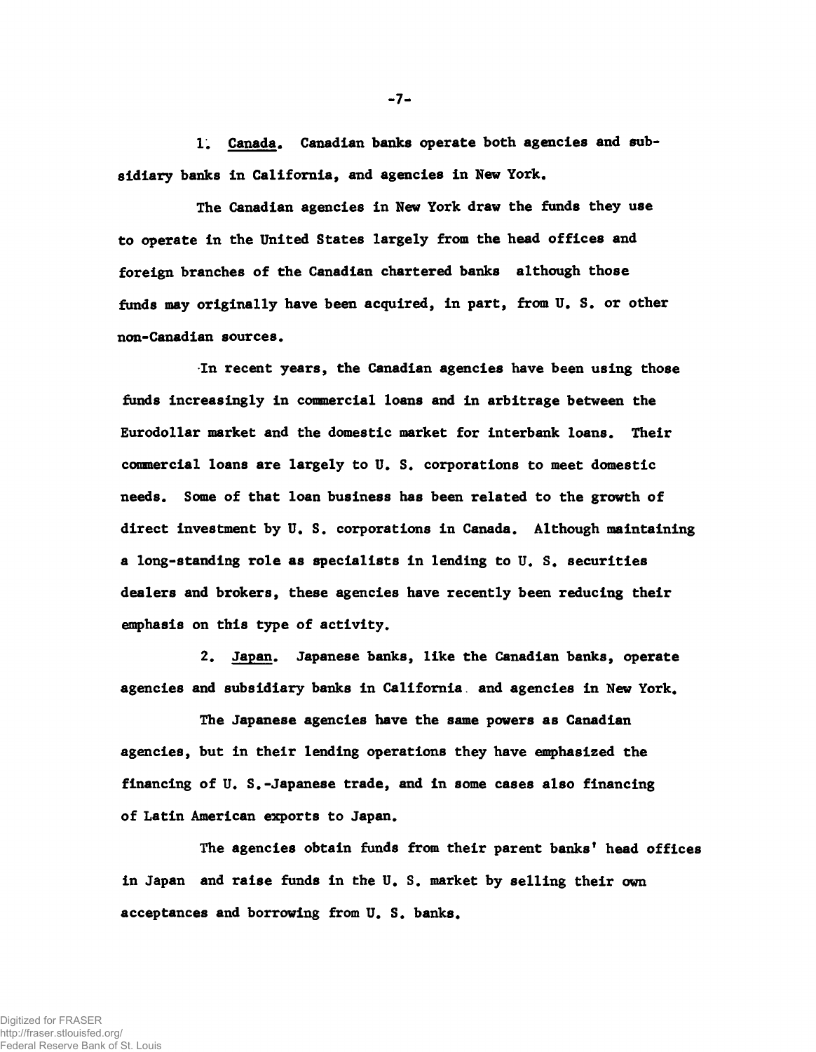1. Canada. Canadian banks operate both agencies and subsidiary banks in California, and agencies in New York.

The Canadian agencies in New York draw the funds they use to operate in the United States largely from the head offices and foreign branches of the Canadian chartered banks although those funds may originally have been acquired, in part, from U. S. or other non-Canadian sources.

In recent years, the Canadian agencies have been using those funds increasingly in commercial loans and in arbitrage between the Eurodollar market and the domestic market for interbank loans. Their commercial loans are largely to U. S. corporations to meet domestic needs. Some of that loan business has been related to the growth of direct investment by U. S. corporations in Canada. Although maintaining a long-standing role as specialists in lending to U. S. securities dealers and brokers, these agencies have recently been reducing their emphasis on this type of activity.

2. Japan. Japanese banks, like the Canadian banks, operate agencies and subsidiary banks in California and agencies in New York.

The Japanese agencies have the same powers as Canadian agencies, but in their lending operations they have emphasized the financing of U. S.-Japanese trade, and in some cases also financing of Latin American exports to Japan.

The agencies obtain funds from their parent banks' head offices in Japan and raise funds in the U. S. market by selling their own acceptances and borrowing from U. S. banks.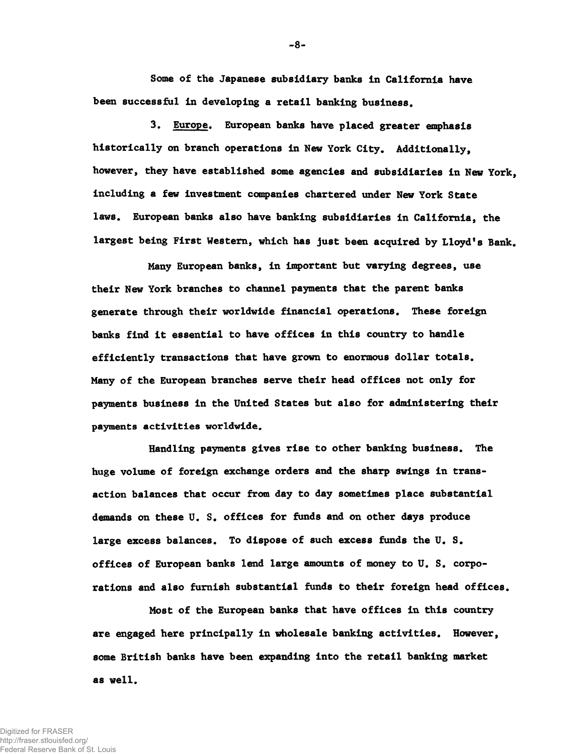Some of the Japanese subsidiary banks in California have been successful in developing a retail banking business.

3. Europe. European banks have placed greater emphasis historically on branch operations in New York City. Additionally, however, they have established some agencies and subsidiaries in New York, including a few investment companies chartered under New York State laws. European banks also have banking subsidiaries in California, the largest being First Western, which has just been acquired by Lloyd's Bank.

Many European banks, in important but varying degrees, use their New York branches to channel payments that the parent banks generate through their worldwide financial operations. These foreign banks find it essential to have offices in this country to handle efficiently transactions that have grown to enormous dollar totals. Many of the European branches serve their head offices not only for payments business in the United States but also for administering their payments activities worldwide.

Handling payments gives rise to other banking business. The huge volume of foreign exchange orders and the sharp swings in transaction balances that occur from day to day sometimes place substantial demands on these U. S. offices for funds and on other days produce large excess balances. To dispose of such excess funds the U. S. offices of European banks lend large amounts of money to U. S. corporations and also furnish substantial funds to their foreign head offices.

Most of the European banks that have offices in this country are engaged here principally in wholesale banking activities. However, some British banks have been expanding into the retail banking market as well.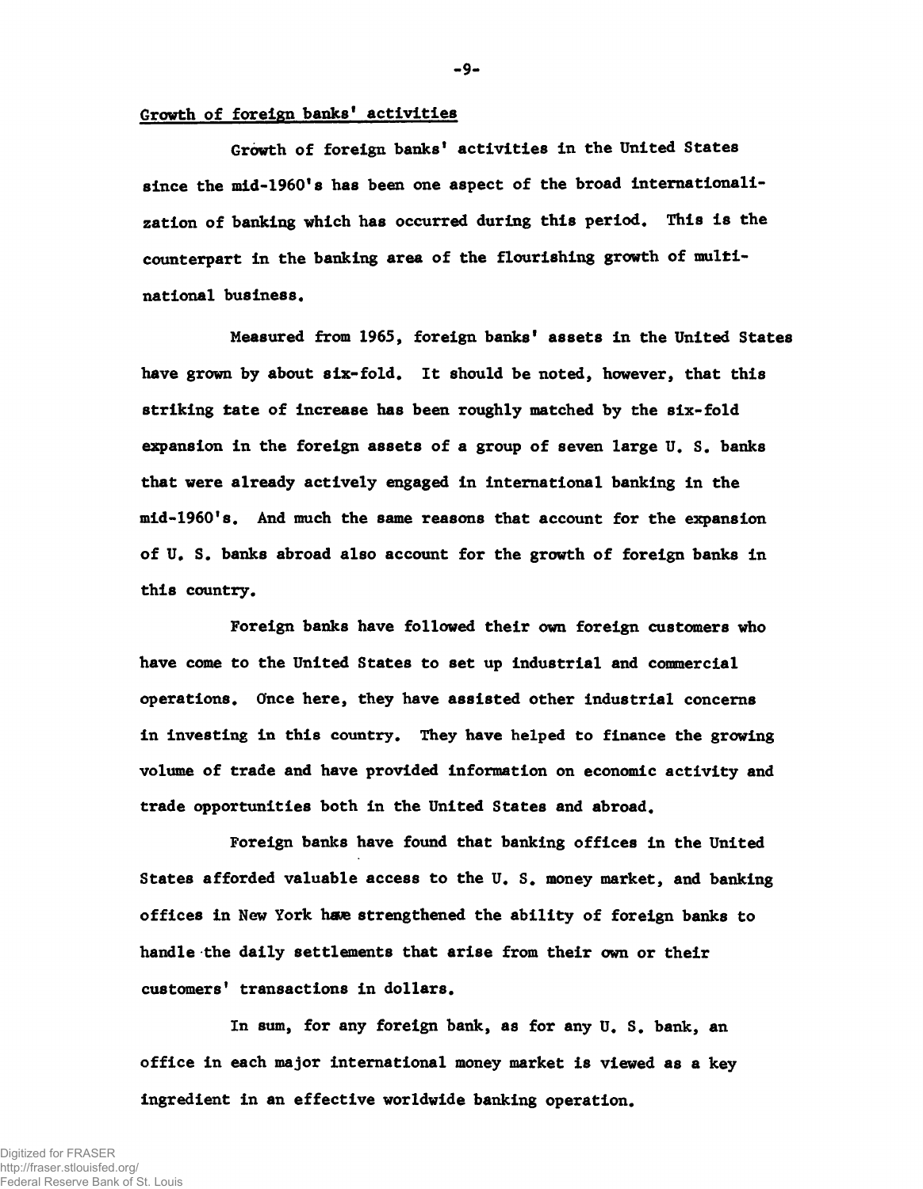## Growth of foreign banks' activities

Growth of foreign banks' activities in the United States since the mid-1960's has been one aspect of the broad internationalization of banking which has occurred during this period. This is the counterpart in the banking area of the flourishing growth of multinational business.

Measured from 1965, foreign banks' assets in the United States have grown by about six-fold. It should be noted, however, that this striking rate of increase has been roughly matched by the six-fold expansion in the foreign assets of a group of seven large U. S. banks that were already actively engaged in international banking in the mid-1960's. And much the same reasons that account for the expansion of U. S. banks abroad also account for the growth of foreign banks in this country.

Foreign banks have followed their own foreign customers who have come to the United States to set up industrial and commercial operations. Once here, they have assisted other industrial concerns in investing in this country. They have helped to finance the growing volume of trade and have provided information on economic activity and trade opportunities both in the United States and abroad.

Foreign banks have found that banking offices in the United States afforded valuable access to the U. S. money market, and banking offices in New York have strengthened the ability of foreign banks to handle the daily settlements that arise from their own or their customers' transactions in dollars.

In sum, for any foreign bank, as for any U. S. bank, an office in each major international money market is viewed as a key ingredient in an effective worldwide banking operation.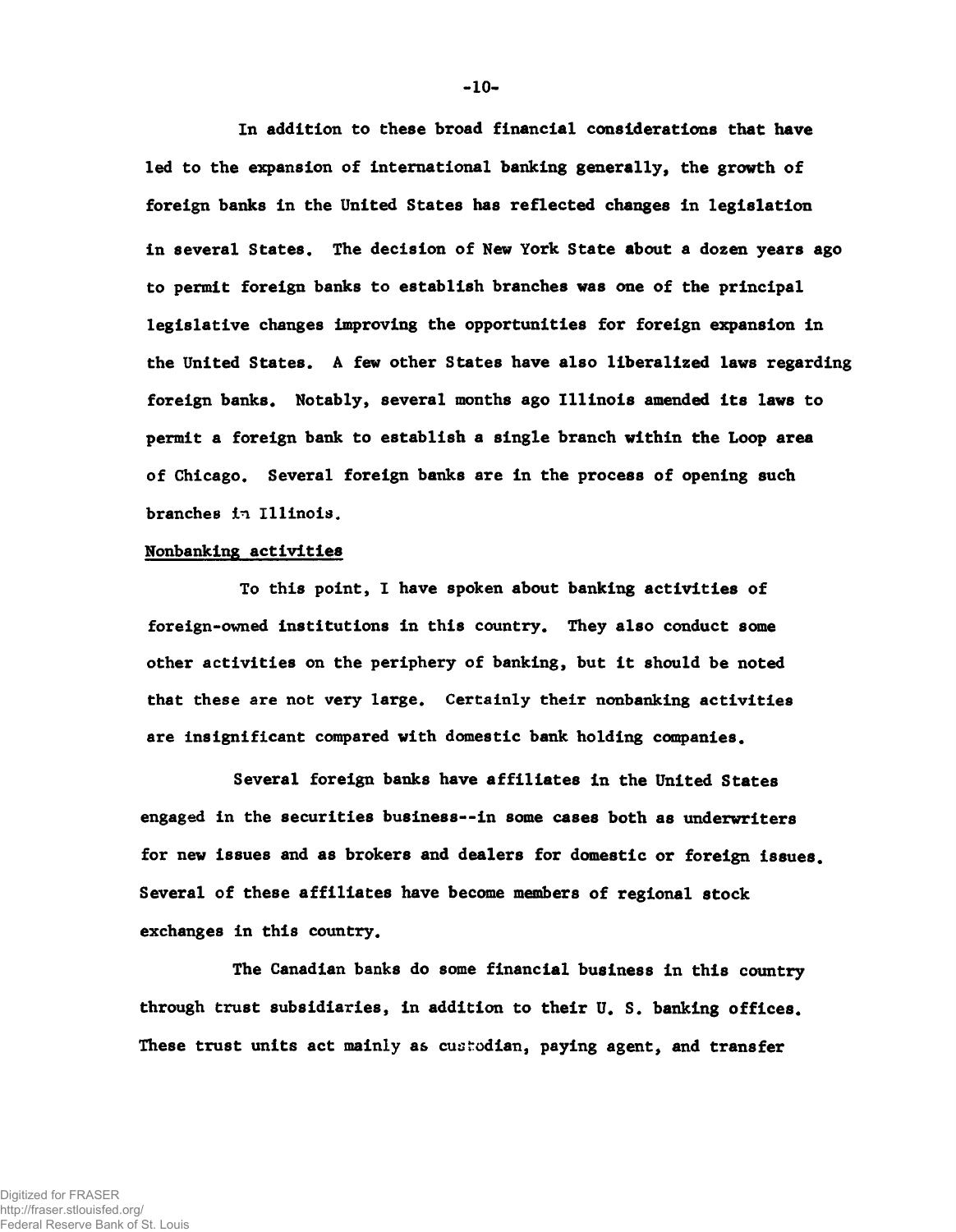In addition to these broad financial considerations that have led to the expansion of international banking generally, the growth of foreign banks in the United States has reflected changes in legislation in several States. The decision of New York State about a dozen years ago to permit foreign banks to establish branches was one of the principal legislative changes improving the opportunities for foreign expansion in the United States. A few other States have also liberalized laws regarding foreign banks. Notably, several months ago Illinois amended its laws to permit a foreign bank to establish a single branch within the Loop area of Chicago. Several foreign banks are in the process of opening such branches in Illinois.

Nonbanking activities

To this point, I have spoken about banking activities of foreign-owned institutions in this country. They also conduct some other activities on the periphery of banking, but it should be noted that these are not very large. Certainly their nonbanking activities are insignificant compared with domestic bank holding companies.

Several foreign banks have affiliates in the United States engaged in the securities business--in some cases both as underwriters for new issues and as brokers and dealers for domestic or foreign issues. Several of these affiliates have become members of regional stock exchanges in this country.

The Canadian banks do some financial business in this country through trust subsidiaries, in addition to their U. S. banking offices. These trust units act mainly as custodian, paying agent, and transfer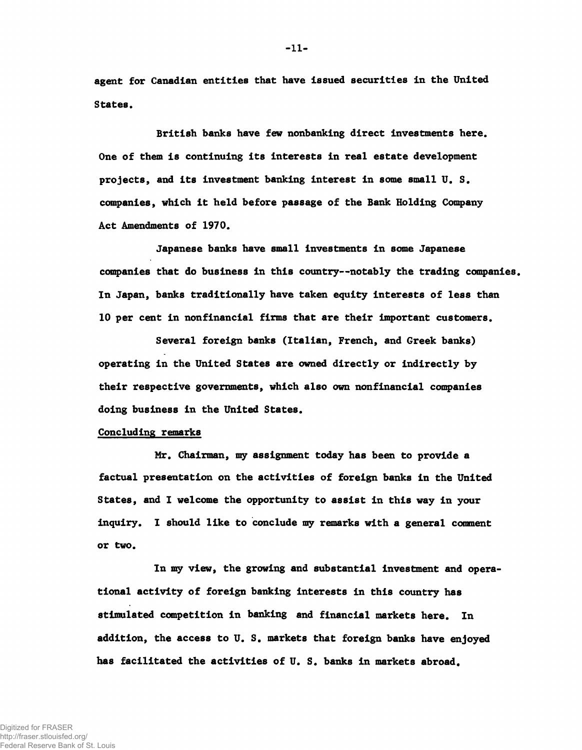agent for Canadian entities that have issued securities in the United States.

British banks have few nonbanking direct investments here. One of them is continuing its interests in real estate development projects, and its investment banking interest in some small U. S. companies, which it held before passage of the Bank Holding Company Act Amendments of 1970.

Japanese banks have small investments in some Japanese companies that do business in this country--notably the trading companies. In Japan, banks traditionally have taken equity interests of less than 10 per cent in nonfinancial firms that are their important customers.

Several foreign banks (Italian, French, and Greek banks) operating in the United States are owned directly or indirectly by their respective governments, which also own nonfinancial companies doing business in the United States.

## Concluding remarks

Mr. Chairman, my assignment today has been to provide a factual presentation on the activities of foreign banks in the United States, and I welcome the opportunity to assist in this way in your inquiry. I should like to conclude my remarks with a general comment or two.

In my view, the growing and substantial investment and operational activity of foreign banking interests in this country has stimulated competition in banking and financial markets here. In addition, the access to U. S. markets that foreign banks have enjoyed has facilitated the activities of U. S. banks in markets abroad.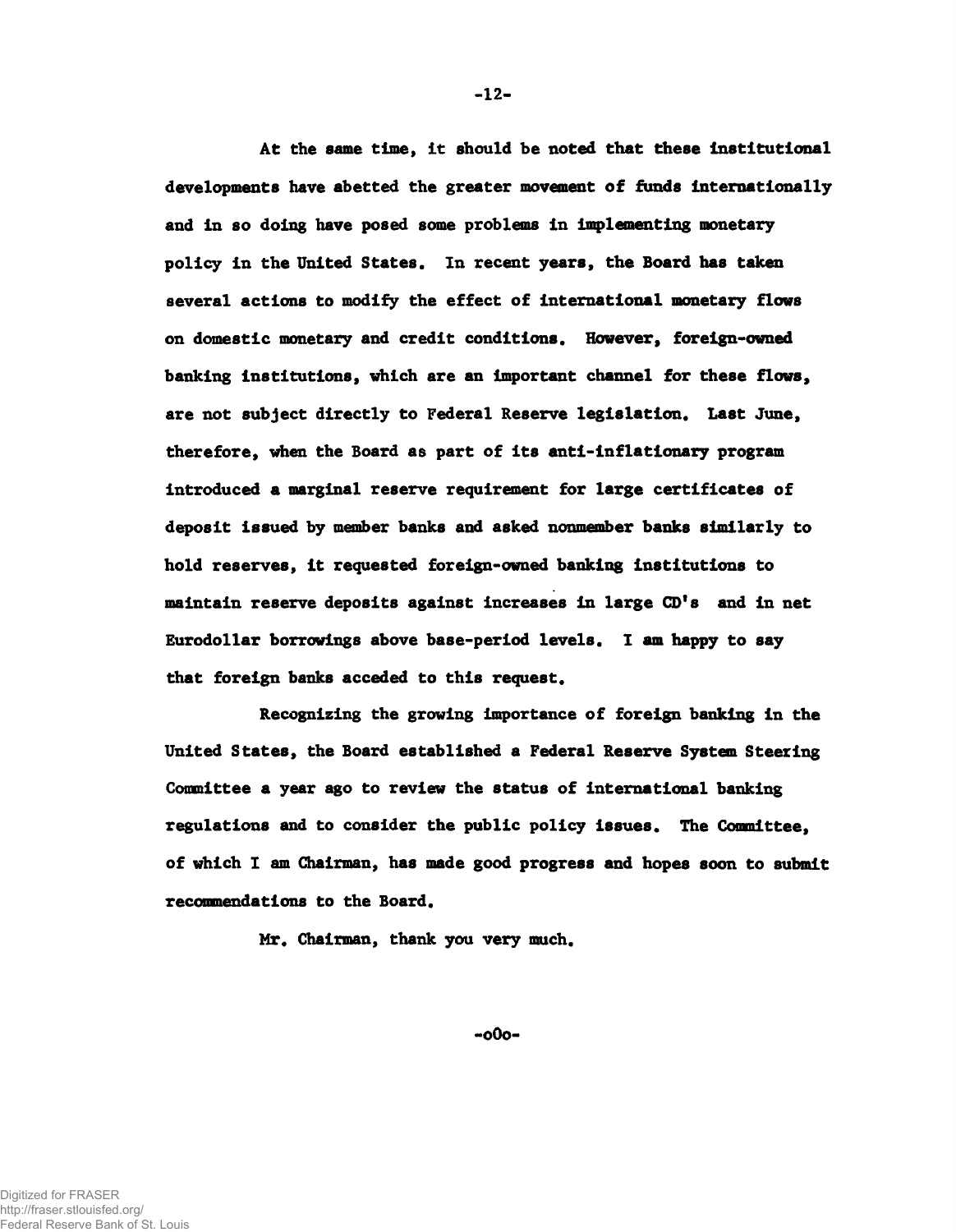At the same time, it should be noted that these institutional developments have abetted the greater movement of funds internationally and in so doing have posed some problems in implementing monetary policy in the United States. In recent years, the Board has taken several actions to modify the effect of international monetary flows on domestic monetary and credit conditions. However, foreign-owned banking institutions, which are an important channel for these flows, are not subject directly to Federal Reserve legislation. Last June, therefore, when the Board as part of its anti-inflationary program introduced a marginal reserve requirement for large certificates of deposit issued by member banks and asked nonmember banks similarly to hold reserves, it requested foreign-owned banking institutions to maintain reserve deposits against increases in large CD's and in net Eurodollar borrowings above base-period levels. I am happy to say that foreign banks acceded to this request.

Recognizing the growing importance of foreign banking in the United States, the Board established a Federal Reserve System Steering Committee a year ago to review the status of international banking regulations and to consider the public policy issues. The Committee, of which I am Chairman, has made good progress and hopes soon to submit recommendations to the Board.

Mr. Chairman, thank you very much.

-o0o-